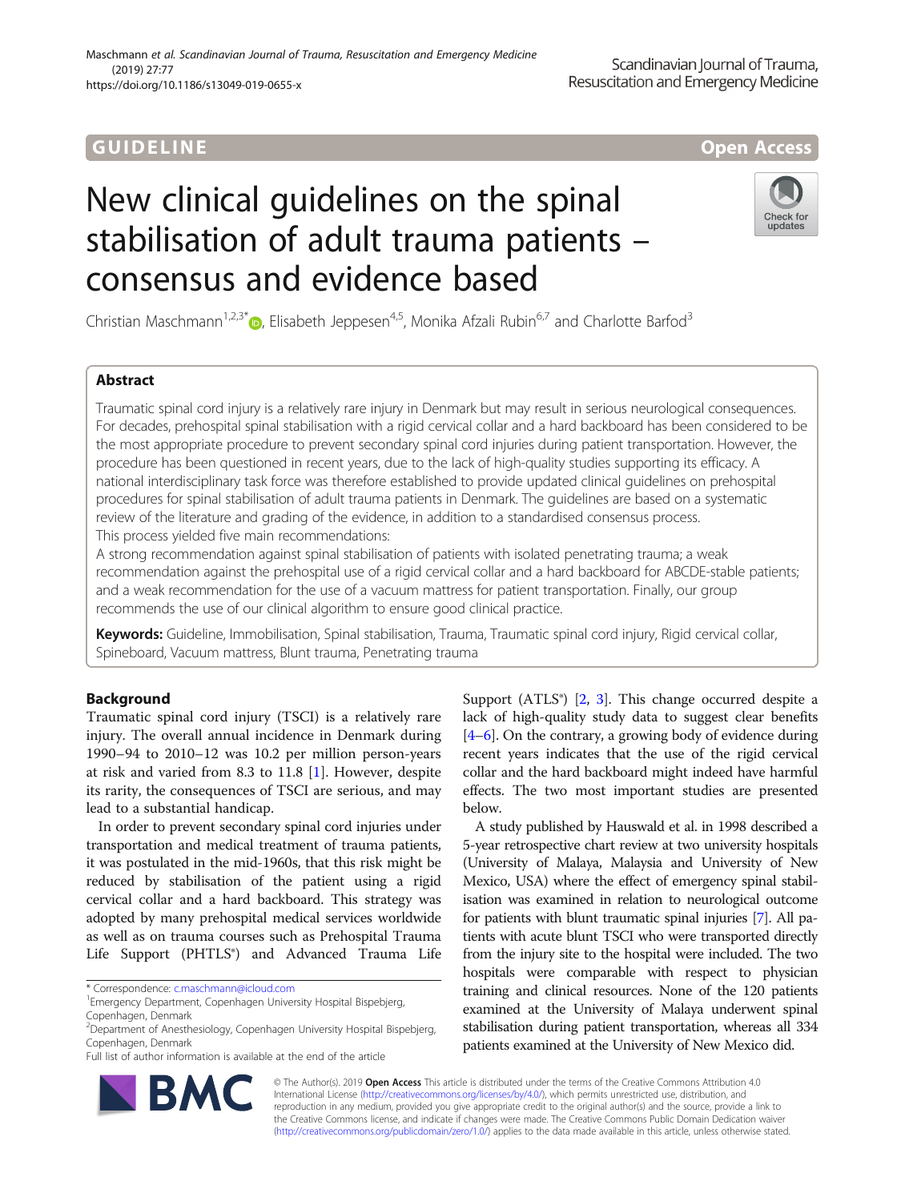GUIDELINE

Open Access

# New clinical guidelines on the spinal stabilisation of adult trauma patients – consensus and evidence based

Christian Maschmann[1,2,3*], Elisabeth Jeppesen[4,5], Monika Afzali Rubin[6,7] and Charlotte Barfod[3]

## Abstract

Traumatic spinal cord injury is a relatively rare injury in Denmark but may result in serious neurological consequences. For decades, prehospital spinal stabilisation with a rigid cervical collar and a hard backboard has been considered to be the most appropriate procedure to prevent secondary spinal cord injuries during patient transportation. However, the procedure has been questioned in recent years, due to the lack of high-quality studies supporting its efficacy. A national interdisciplinary task force was therefore established to provide updated clinical guidelines on prehospital procedures for spinal stabilisation of adult trauma patients in Denmark. The guidelines are based on a systematic review of the literature and grading of the evidence, in addition to a standardised consensus process.

This process yielded five main recommendations:

A strong recommendation against spinal stabilisation of patients with isolated penetrating trauma; a weak recommendation against the prehospital use of a rigid cervical collar and a hard backboard for ABCDE-stable patients; and a weak recommendation for the use of a vacuum mattress for patient transportation. Finally, our group recommends the use of our clinical algorithm to ensure good clinical practice.

**Keywords:** Guideline, Immobilisation, Spinal stabilisation, Trauma, Traumatic spinal cord injury, Rigid cervical collar, Spineboard, Vacuum mattress, Blunt trauma, Penetrating trauma

## Background

Traumatic spinal cord injury (TSCI) is a relatively rare injury. The overall annual incidence in Denmark during 1990–94 to 2010–12 was 10.2 per million person-years at risk and varied from 8.3 to 11.8 [1]. However, despite its rarity, the consequences of TSCI are serious, and may lead to a substantial handicap.

In order to prevent secondary spinal cord injuries under transportation and medical treatment of trauma patients, it was postulated in the mid-1960s, that this risk might be reduced by stabilisation of the patient using a rigid cervical collar and a hard backboard. This strategy was adopted by many prehospital medical services worldwide as well as on trauma courses such as Prehospital Trauma Life Support (PHTLS®) and Advanced Trauma Life Support (ATLS®) [2, 3]. This change occurred despite a lack of high-quality study data to suggest clear benefits [4–6]. On the contrary, a growing body of evidence during recent years indicates that the use of the rigid cervical collar and the hard backboard might indeed have harmful effects. The two most important studies are presented below.

A study published by Hauswald et al. in 1998 described a 5-year retrospective chart review at two university hospitals (University of Malaya, Malaysia and University of New Mexico, USA) where the effect of emergency spinal stabilisation was examined in relation to neurological outcome for patients with blunt traumatic spinal injuries [7]. All patients with acute blunt TSCI who were transported directly from the injury site to the hospital were included. The two hospitals were comparable with respect to physician training and clinical resources. None of the 120 patients examined at the University of Malaya underwent spinal stabilisation during patient transportation, whereas all 334 patients examined at the University of New Mexico did.

\* Correspondence: c.maschmann@icloud.com

[1] Emergency Department, Copenhagen University Hospital Bispebjerg, Copenhagen, Denmark

[2] Department of Anesthesiology, Copenhagen University Hospital Bispebjerg, Copenhagen, Denmark

Full list of author information is available at the end of the article

© The Author(s). 2019 **Open Access** This article is distributed under the terms of the Creative Commons Attribution 4.0 International License (http://creativecommons.org/licenses/by/4.0/), which permits unrestricted use, distribution, and reproduction in any medium, provided you give appropriate credit to the original author(s) and the source, provide a link to the Creative Commons license, and indicate if changes were made. The Creative Commons Public Domain Dedication waiver (http://creativecommons.org/publicdomain/zero/1.0/) applies to the data made available in this article, unless otherwise stated.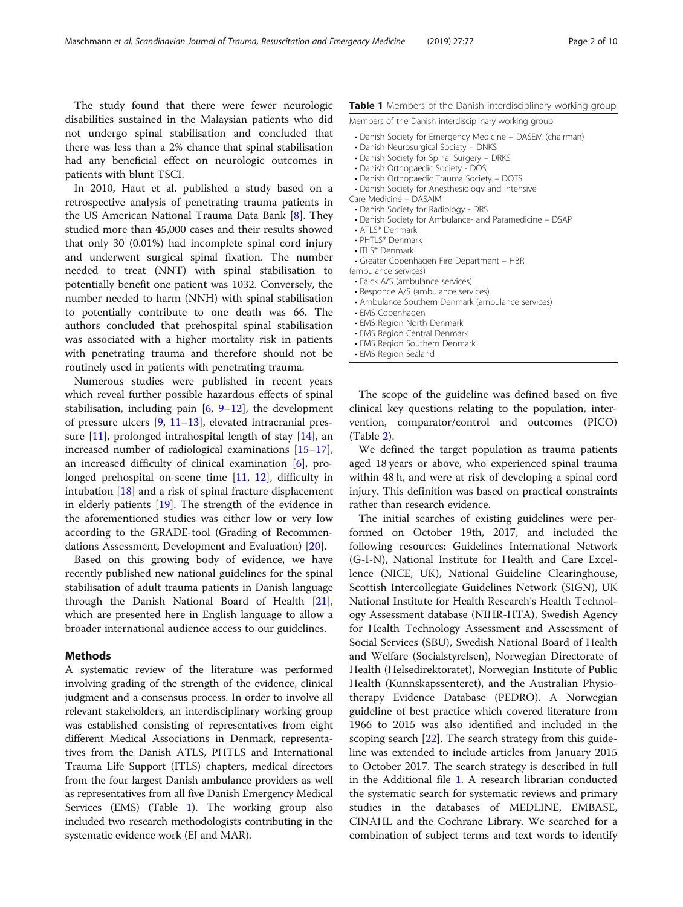The study found that there were fewer neurologic disabilities sustained in the Malaysian patients who did not undergo spinal stabilisation and concluded that there was less than a 2% chance that spinal stabilisation had any beneficial effect on neurologic outcomes in patients with blunt TSCI.

In 2010, Haut et al. published a study based on a retrospective analysis of penetrating trauma patients in the US American National Trauma Data Bank [8]. They studied more than 45,000 cases and their results showed that only 30 (0.01%) had incomplete spinal cord injury and underwent surgical spinal fixation. The number needed to treat (NNT) with spinal stabilisation to potentially benefit one patient was 1032. Conversely, the number needed to harm (NNH) with spinal stabilisation to potentially contribute to one death was 66. The authors concluded that prehospital spinal stabilisation was associated with a higher mortality risk in patients with penetrating trauma and therefore should not be routinely used in patients with penetrating trauma.

Numerous studies were published in recent years which reveal further possible hazardous effects of spinal stabilisation, including pain [6, 9–12], the development of pressure ulcers [9, 11–13], elevated intracranial pressure [11], prolonged intrahospital length of stay [14], an increased number of radiological examinations [15–17], an increased difficulty of clinical examination [6], prolonged prehospital on-scene time [11, 12], difficulty in intubation [18] and a risk of spinal fracture displacement in elderly patients [19]. The strength of the evidence in the aforementioned studies was either low or very low according to the GRADE-tool (Grading of Recommendations Assessment, Development and Evaluation) [20].

Based on this growing body of evidence, we have recently published new national guidelines for the spinal stabilisation of adult trauma patients in Danish language through the Danish National Board of Health [21], which are presented here in English language to allow a broader international audience access to our guidelines.

## Methods

A systematic review of the literature was performed involving grading of the strength of the evidence, clinical judgment and a consensus process. In order to involve all relevant stakeholders, an interdisciplinary working group was established consisting of representatives from eight different Medical Associations in Denmark, representatives from the Danish ATLS, PHTLS and International Trauma Life Support (ITLS) chapters, medical directors from the four largest Danish ambulance providers as well as representatives from all five Danish Emergency Medical Services (EMS) (Table 1). The working group also included two research methodologists contributing in the systematic evidence work (EJ and MAR).

**Table 1** Members of the Danish interdisciplinary working group

| Members of the Danish interdisciplinary working group |
| --- |
| • Danish Society for Emergency Medicine – DASEM (chairman) |
| • Danish Neurosurgical Society – DNKS |
| • Danish Society for Spinal Surgery – DRKS |
| • Danish Orthopaedic Society - DOS |
| • Danish Orthopaedic Trauma Society – DOTS |
| • Danish Society for Anesthesiology and Intensive Care Medicine – DASAIM |
| • Danish Society for Radiology - DRS |
| • Danish Society for Ambulance- and Paramedicine – DSAP |
| • ATLS® Denmark |
| • PHTLS® Denmark |
| • ITLS® Denmark |
| • Greater Copenhagen Fire Department – HBR (ambulance services) |
| • Falck A/S (ambulance services) |
| • Responce A/S (ambulance services) |
| • Ambulance Southern Denmark (ambulance services) |
| • EMS Copenhagen |
| • EMS Region North Denmark |
| • EMS Region Central Denmark |
| • EMS Region Southern Denmark |
| • EMS Region Sealand |

The scope of the guideline was defined based on five clinical key questions relating to the population, intervention, comparator/control and outcomes (PICO) (Table 2).

We defined the target population as trauma patients aged 18 years or above, who experienced spinal trauma within 48 h, and were at risk of developing a spinal cord injury. This definition was based on practical constraints rather than research evidence.

The initial searches of existing guidelines were performed on October 19th, 2017, and included the following resources: Guidelines International Network (G-I-N), National Institute for Health and Care Excellence (NICE, UK), National Guideline Clearinghouse, Scottish Intercollegiate Guidelines Network (SIGN), UK National Institute for Health Research's Health Technology Assessment database (NIHR-HTA), Swedish Agency for Health Technology Assessment and Assessment of Social Services (SBU), Swedish National Board of Health and Welfare (Socialstyrelsen), Norwegian Directorate of Health (Helsedirektoratet), Norwegian Institute of Public Health (Kunnskapssenteret), and the Australian Physiotherapy Evidence Database (PEDRO). A Norwegian guideline of best practice which covered literature from 1966 to 2015 was also identified and included in the scoping search [22]. The search strategy from this guideline was extended to include articles from January 2015 to October 2017. The search strategy is described in full in the Additional file 1. A research librarian conducted the systematic search for systematic reviews and primary studies in the databases of MEDLINE, EMBASE, CINAHL and the Cochrane Library. We searched for a combination of subject terms and text words to identify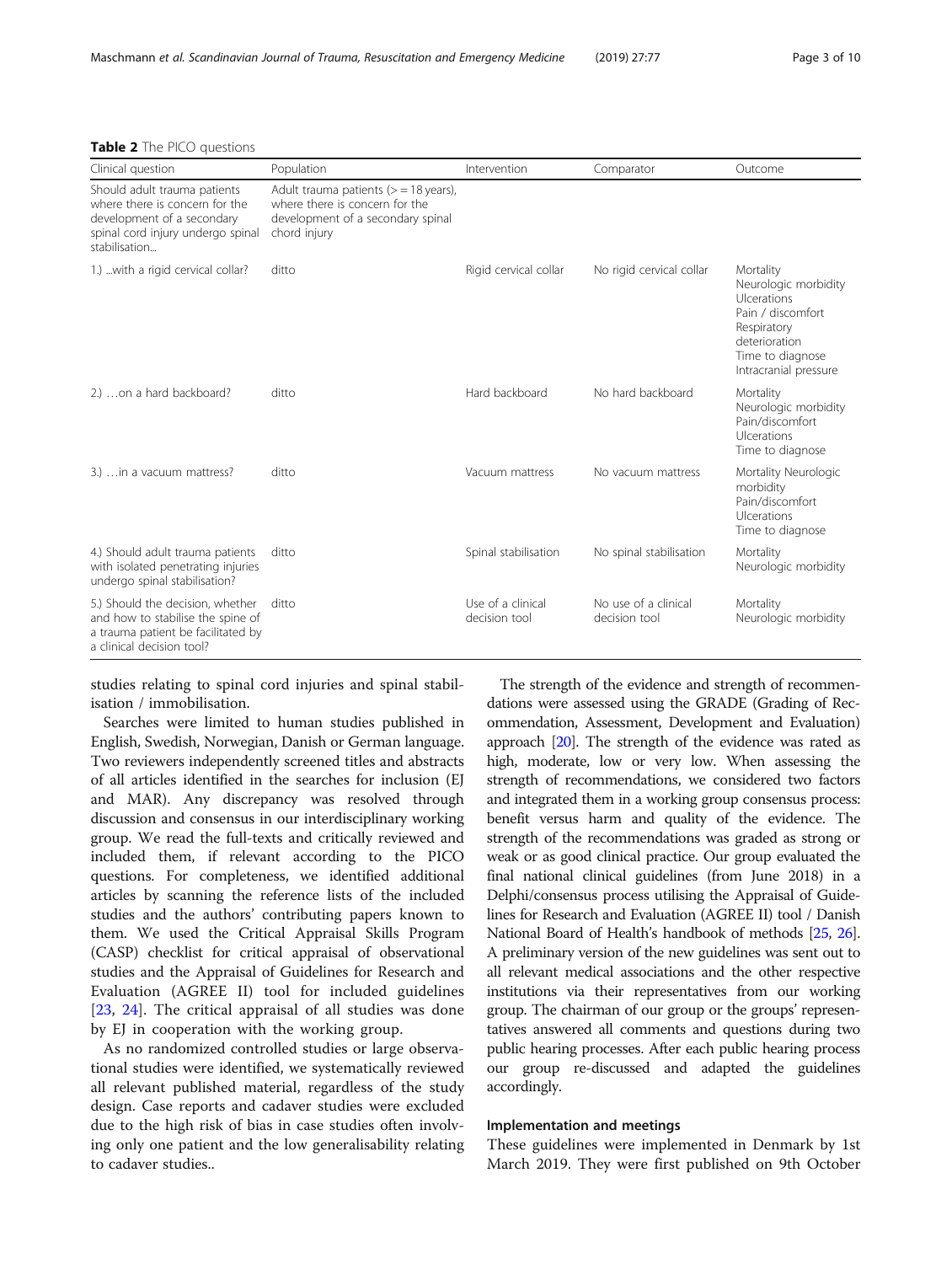**Table 2** The PICO questions

| Clinical question | Population | Intervention | Comparator | Outcome |
|---|---|---|---|---|
| Should adult trauma patients where there is concern for the development of a secondary spinal cord injury undergo spinal stabilisation… | Adult trauma patients (> = 18 years), where there is concern for the development of a secondary spinal chord injury | | | |
| 1.) …with a rigid cervical collar? | ditto | Rigid cervical collar | No rigid cervical collar | Mortality<br>Neurologic morbidity<br>Ulcerations<br>Pain / discomfort<br>Respiratory deterioration<br>Time to diagnose<br>Intracranial pressure |
| 2.) …on a hard backboard? | ditto | Hard backboard | No hard backboard | Mortality<br>Neurologic morbidity<br>Pain/discomfort<br>Ulcerations<br>Time to diagnose |
| 3.) …in a vacuum mattress? | ditto | Vacuum mattress | No vacuum mattress | Mortality Neurologic morbidity<br>Pain/discomfort<br>Ulcerations<br>Time to diagnose |
| 4.) Should adult trauma patients with isolated penetrating injuries undergo spinal stabilisation? | ditto | Spinal stabilisation | No spinal stabilisation | Mortality<br>Neurologic morbidity |
| 5.) Should the decision, whether and how to stabilise the spine of a trauma patient be facilitated by a clinical decision tool? | ditto | Use of a clinical decision tool | No use of a clinical decision tool | Mortality<br>Neurologic morbidity |

studies relating to spinal cord injuries and spinal stabilisation / immobilisation.

Searches were limited to human studies published in English, Swedish, Norwegian, Danish or German language. Two reviewers independently screened titles and abstracts of all articles identified in the searches for inclusion (EJ and MAR). Any discrepancy was resolved through discussion and consensus in our interdisciplinary working group. We read the full-texts and critically reviewed and included them, if relevant according to the PICO questions. For completeness, we identified additional articles by scanning the reference lists of the included studies and the authors' contributing papers known to them. We used the Critical Appraisal Skills Program (CASP) checklist for critical appraisal of observational studies and the Appraisal of Guidelines for Research and Evaluation (AGREE II) tool for included guidelines [23, 24]. The critical appraisal of all studies was done by EJ in cooperation with the working group.

As no randomized controlled studies or large observational studies were identified, we systematically reviewed all relevant published material, regardless of the study design. Case reports and cadaver studies were excluded due to the high risk of bias in case studies often involving only one patient and the low generalisability relating to cadaver studies..

The strength of the evidence and strength of recommendations were assessed using the GRADE (Grading of Recommendation, Assessment, Development and Evaluation) approach [20]. The strength of the evidence was rated as high, moderate, low or very low. When assessing the strength of recommendations, we considered two factors and integrated them in a working group consensus process: benefit versus harm and quality of the evidence. The strength of the recommendations was graded as strong or weak or as good clinical practice. Our group evaluated the final national clinical guidelines (from June 2018) in a Delphi/consensus process utilising the Appraisal of Guidelines for Research and Evaluation (AGREE II) tool / Danish National Board of Health's handbook of methods [25, 26]. A preliminary version of the new guidelines was sent out to all relevant medical associations and the other respective institutions via their representatives from our working group. The chairman of our group or the groups' representatives answered all comments and questions during two public hearing processes. After each public hearing process our group re-discussed and adapted the guidelines accordingly.

### Implementation and meetings

These guidelines were implemented in Denmark by 1st March 2019. They were first published on 9th October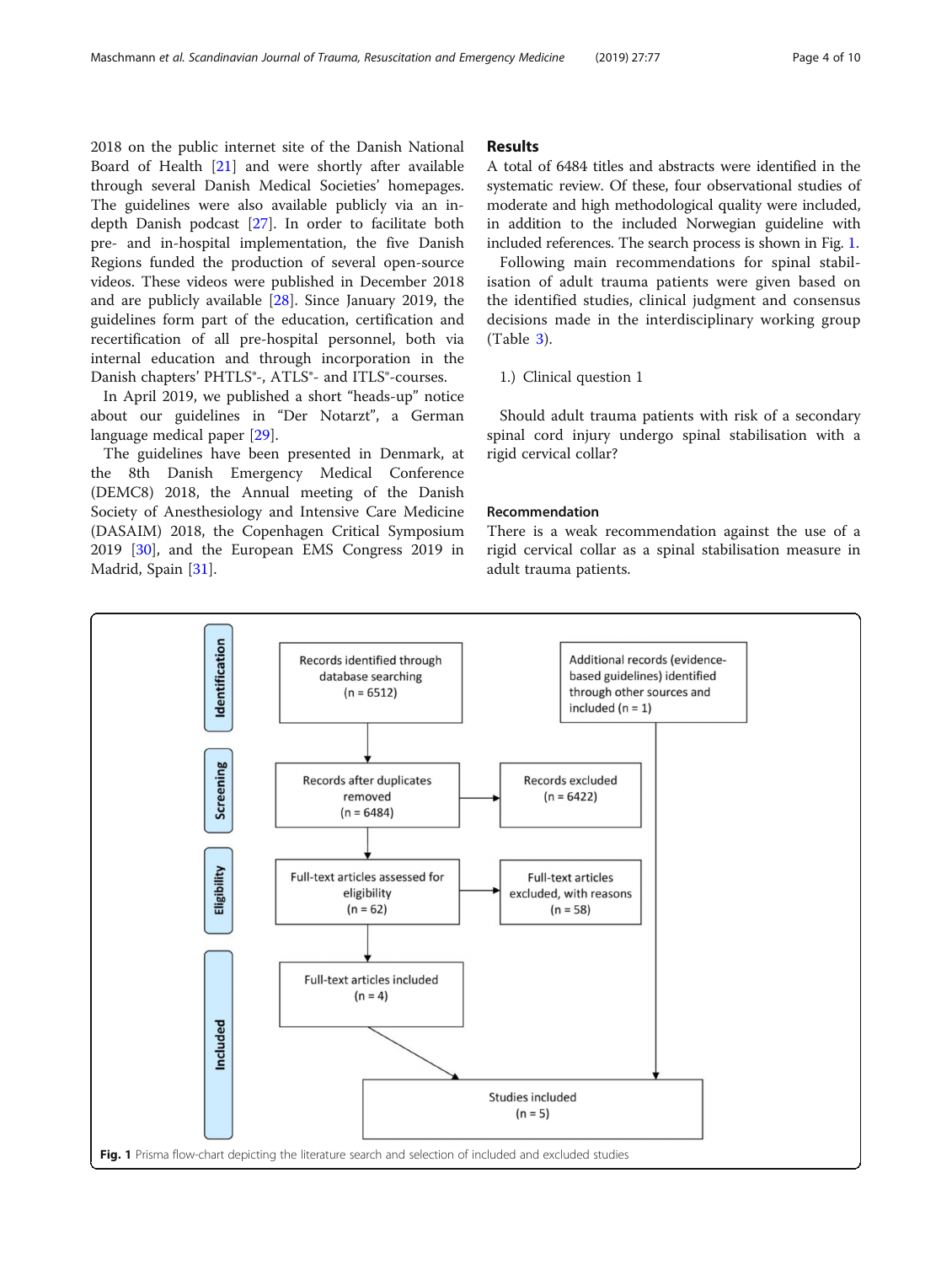2018 on the public internet site of the Danish National Board of Health [21] and were shortly after available through several Danish Medical Societies' homepages. The guidelines were also available publicly via an in-depth Danish podcast [27]. In order to facilitate both pre- and in-hospital implementation, the five Danish Regions funded the production of several open-source videos. These videos were published in December 2018 and are publicly available [28]. Since January 2019, the guidelines form part of the education, certification and recertification of all pre-hospital personnel, both via internal education and through incorporation in the Danish chapters' PHTLS®-, ATLS®- and ITLS®-courses.

In April 2019, we published a short "heads-up" notice about our guidelines in "Der Notarzt", a German language medical paper [29].

The guidelines have been presented in Denmark, at the 8th Danish Emergency Medical Conference (DEMC8) 2018, the Annual meeting of the Danish Society of Anesthesiology and Intensive Care Medicine (DASAIM) 2018, the Copenhagen Critical Symposium 2019 [30], and the European EMS Congress 2019 in Madrid, Spain [31].

## Results

A total of 6484 titles and abstracts were identified in the systematic review. Of these, four observational studies of moderate and high methodological quality were included, in addition to the included Norwegian guideline with included references. The search process is shown in Fig. 1.

Following main recommendations for spinal stabilisation of adult trauma patients were given based on the identified studies, clinical judgment and consensus decisions made in the interdisciplinary working group (Table 3).

1.) Clinical question 1

Should adult trauma patients with risk of a secondary spinal cord injury undergo spinal stabilisation with a rigid cervical collar?

### Recommendation

There is a weak recommendation against the use of a rigid cervical collar as a spinal stabilisation measure in adult trauma patients.

**Identification**
- Records identified through database searching (n = 6512)
- Additional records (evidence-based guidelines) identified through other sources and included (n = 1)

**Screening**
- Records after duplicates removed (n = 6484)
- Records excluded (n = 6422)

**Eligibility**
- Full-text articles assessed for eligibility (n = 62)
- Full-text articles excluded, with reasons (n = 58)

**Included**
- Full-text articles included (n = 4)
- Studies included (n = 5)

**Fig. 1** Prisma flow-chart depicting the literature search and selection of included and excluded studies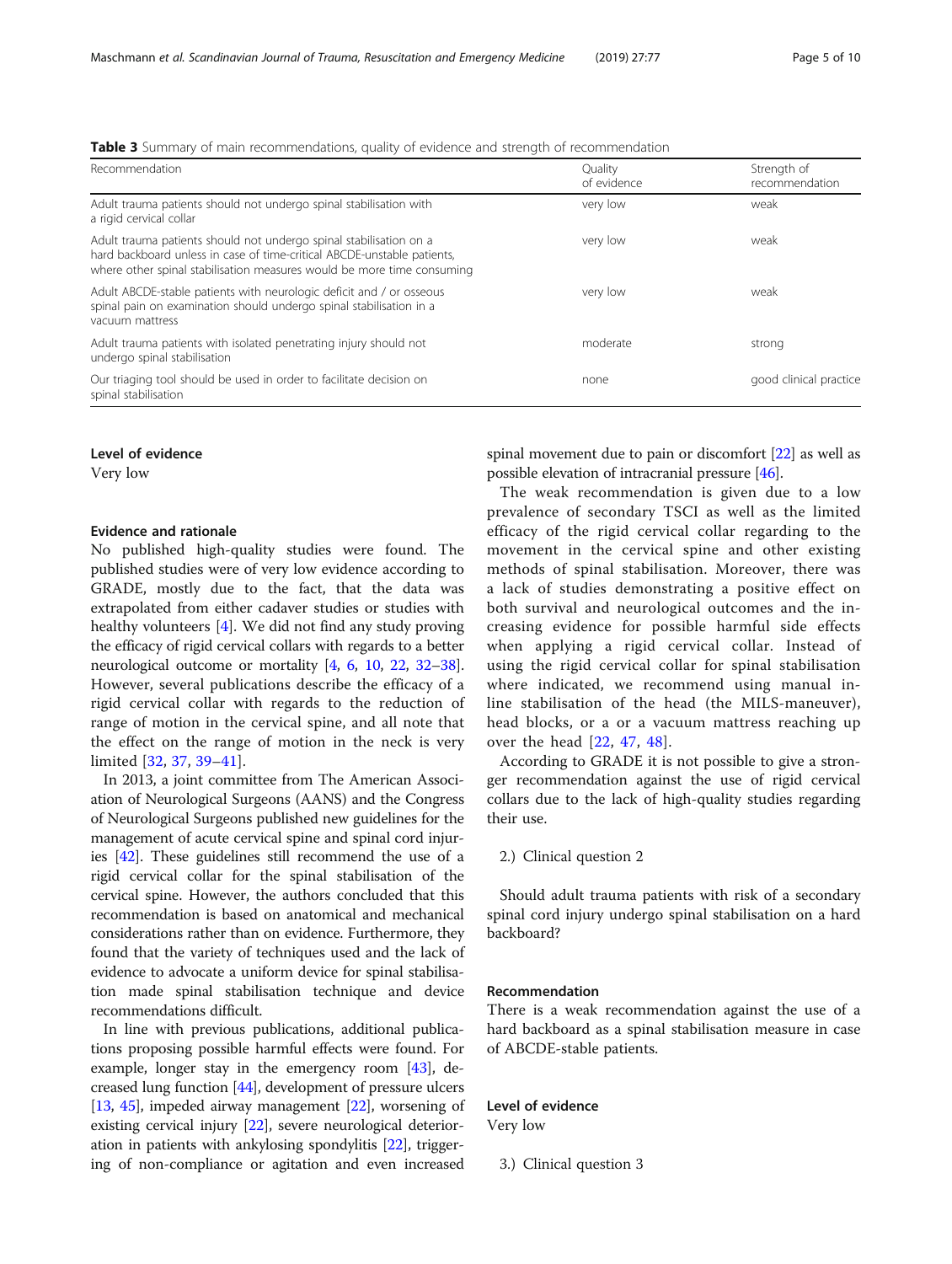**Table 3** Summary of main recommendations, quality of evidence and strength of recommendation

| Recommendation | Quality of evidence | Strength of recommendation |
|---|---|---|
| Adult trauma patients should not undergo spinal stabilisation with a rigid cervical collar | very low | weak |
| Adult trauma patients should not undergo spinal stabilisation on a hard backboard unless in case of time-critical ABCDE-unstable patients, where other spinal stabilisation measures would be more time consuming | very low | weak |
| Adult ABCDE-stable patients with neurologic deficit and / or osseous spinal pain on examination should undergo spinal stabilisation in a vacuum mattress | very low | weak |
| Adult trauma patients with isolated penetrating injury should not undergo spinal stabilisation | moderate | strong |
| Our triaging tool should be used in order to facilitate decision on spinal stabilisation | none | good clinical practice |

#### Level of evidence

Very low

#### Evidence and rationale

No published high-quality studies were found. The published studies were of very low evidence according to GRADE, mostly due to the fact, that the data was extrapolated from either cadaver studies or studies with healthy volunteers [4]. We did not find any study proving the efficacy of rigid cervical collars with regards to a better neurological outcome or mortality [4, 6, 10, 22, 32–38]. However, several publications describe the efficacy of a rigid cervical collar with regards to the reduction of range of motion in the cervical spine, and all note that the effect on the range of motion in the neck is very limited [32, 37, 39–41].

In 2013, a joint committee from The American Association of Neurological Surgeons (AANS) and the Congress of Neurological Surgeons published new guidelines for the management of acute cervical spine and spinal cord injuries [42]. These guidelines still recommend the use of a rigid cervical collar for the spinal stabilisation of the cervical spine. However, the authors concluded that this recommendation is based on anatomical and mechanical considerations rather than on evidence. Furthermore, they found that the variety of techniques used and the lack of evidence to advocate a uniform device for spinal stabilisation made spinal stabilisation technique and device recommendations difficult.

In line with previous publications, additional publications proposing possible harmful effects were found. For example, longer stay in the emergency room [43], decreased lung function [44], development of pressure ulcers [13, 45], impeded airway management [22], worsening of existing cervical injury [22], severe neurological deterioration in patients with ankylosing spondylitis [22], triggering of non-compliance or agitation and even increased spinal movement due to pain or discomfort [22] as well as possible elevation of intracranial pressure [46].

The weak recommendation is given due to a low prevalence of secondary TSCI as well as the limited efficacy of the rigid cervical collar regarding to the movement in the cervical spine and other existing methods of spinal stabilisation. Moreover, there was a lack of studies demonstrating a positive effect on both survival and neurological outcomes and the increasing evidence for possible harmful side effects when applying a rigid cervical collar. Instead of using the rigid cervical collar for spinal stabilisation where indicated, we recommend using manual in-line stabilisation of the head (the MILS-maneuver), head blocks, or a or a vacuum mattress reaching up over the head [22, 47, 48].

According to GRADE it is not possible to give a stronger recommendation against the use of rigid cervical collars due to the lack of high-quality studies regarding their use.

2.) Clinical question 2

Should adult trauma patients with risk of a secondary spinal cord injury undergo spinal stabilisation on a hard backboard?

#### Recommendation

There is a weak recommendation against the use of a hard backboard as a spinal stabilisation measure in case of ABCDE-stable patients.

#### Level of evidence

Very low

3.) Clinical question 3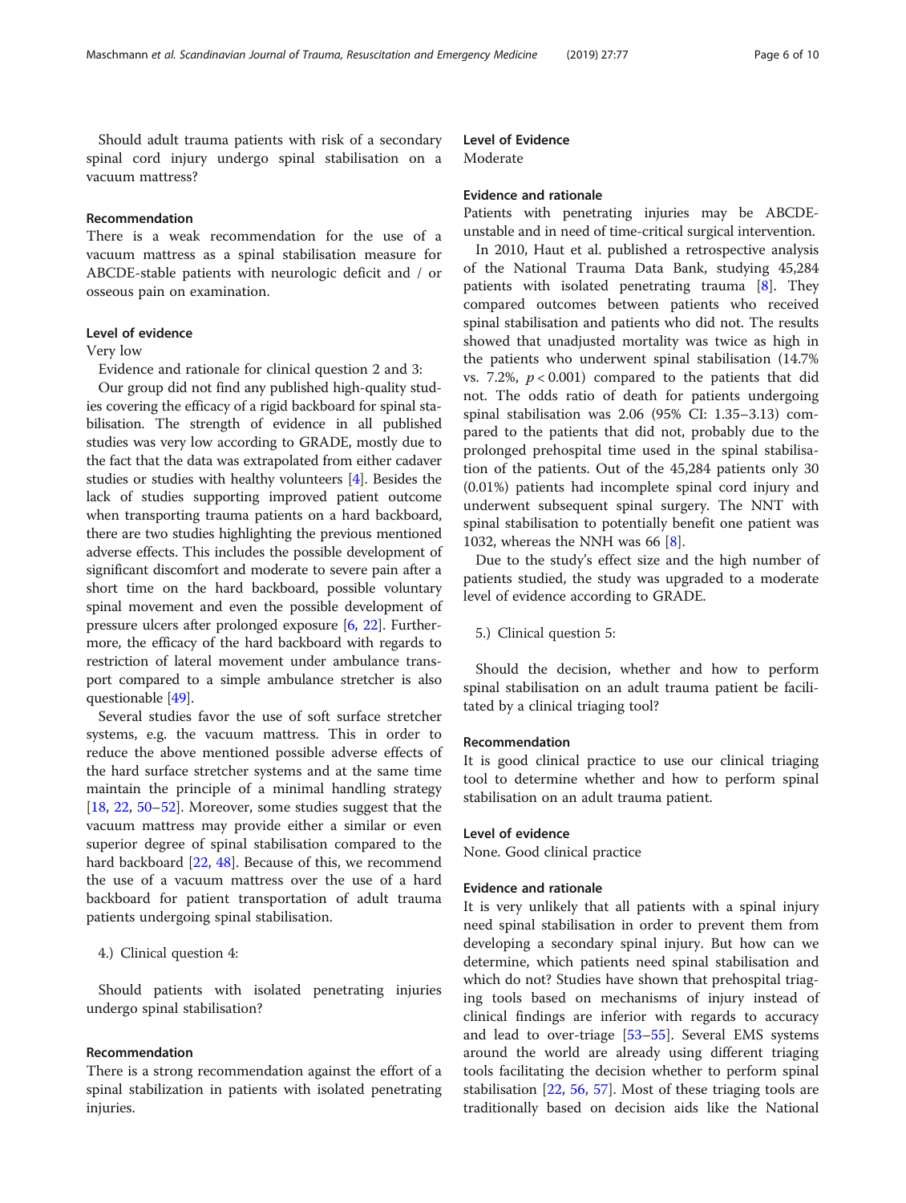Should adult trauma patients with risk of a secondary spinal cord injury undergo spinal stabilisation on a vacuum mattress?

### Recommendation

There is a weak recommendation for the use of a vacuum mattress as a spinal stabilisation measure for ABCDE-stable patients with neurologic deficit and / or osseous pain on examination.

### Level of evidence

Very low

Evidence and rationale for clinical question 2 and 3:

Our group did not find any published high-quality studies covering the efficacy of a rigid backboard for spinal stabilisation. The strength of evidence in all published studies was very low according to GRADE, mostly due to the fact that the data was extrapolated from either cadaver studies or studies with healthy volunteers [4]. Besides the lack of studies supporting improved patient outcome when transporting trauma patients on a hard backboard, there are two studies highlighting the previous mentioned adverse effects. This includes the possible development of significant discomfort and moderate to severe pain after a short time on the hard backboard, possible voluntary spinal movement and even the possible development of pressure ulcers after prolonged exposure [6, 22]. Furthermore, the efficacy of the hard backboard with regards to restriction of lateral movement under ambulance transport compared to a simple ambulance stretcher is also questionable [49].

Several studies favor the use of soft surface stretcher systems, e.g. the vacuum mattress. This in order to reduce the above mentioned possible adverse effects of the hard surface stretcher systems and at the same time maintain the principle of a minimal handling strategy [18, 22, 50–52]. Moreover, some studies suggest that the vacuum mattress may provide either a similar or even superior degree of spinal stabilisation compared to the hard backboard [22, 48]. Because of this, we recommend the use of a vacuum mattress over the use of a hard backboard for patient transportation of adult trauma patients undergoing spinal stabilisation.

4.) Clinical question 4:

Should patients with isolated penetrating injuries undergo spinal stabilisation?

### Recommendation

There is a strong recommendation against the effort of a spinal stabilization in patients with isolated penetrating injuries.

### Level of Evidence

Moderate

### Evidence and rationale

Patients with penetrating injuries may be ABCDE-unstable and in need of time-critical surgical intervention.

In 2010, Haut et al. published a retrospective analysis of the National Trauma Data Bank, studying 45,284 patients with isolated penetrating trauma [8]. They compared outcomes between patients who received spinal stabilisation and patients who did not. The results showed that unadjusted mortality was twice as high in the patients who underwent spinal stabilisation (14.7% vs. 7.2%, $p < 0.001$) compared to the patients that did not. The odds ratio of death for patients undergoing spinal stabilisation was 2.06 (95% CI: 1.35–3.13) compared to the patients that did not, probably due to the prolonged prehospital time used in the spinal stabilisation of the patients. Out of the 45,284 patients only 30 (0.01%) patients had incomplete spinal cord injury and underwent subsequent spinal surgery. The NNT with spinal stabilisation to potentially benefit one patient was 1032, whereas the NNH was 66 [8].

Due to the study's effect size and the high number of patients studied, the study was upgraded to a moderate level of evidence according to GRADE.

5.) Clinical question 5:

Should the decision, whether and how to perform spinal stabilisation on an adult trauma patient be facilitated by a clinical triaging tool?

### Recommendation

It is good clinical practice to use our clinical triaging tool to determine whether and how to perform spinal stabilisation on an adult trauma patient.

### Level of evidence

None. Good clinical practice

### Evidence and rationale

It is very unlikely that all patients with a spinal injury need spinal stabilisation in order to prevent them from developing a secondary spinal injury. But how can we determine, which patients need spinal stabilisation and which do not? Studies have shown that prehospital triaging tools based on mechanisms of injury instead of clinical findings are inferior with regards to accuracy and lead to over-triage [53–55]. Several EMS systems around the world are already using different triaging tools facilitating the decision whether to perform spinal stabilisation [22, 56, 57]. Most of these triaging tools are traditionally based on decision aids like the National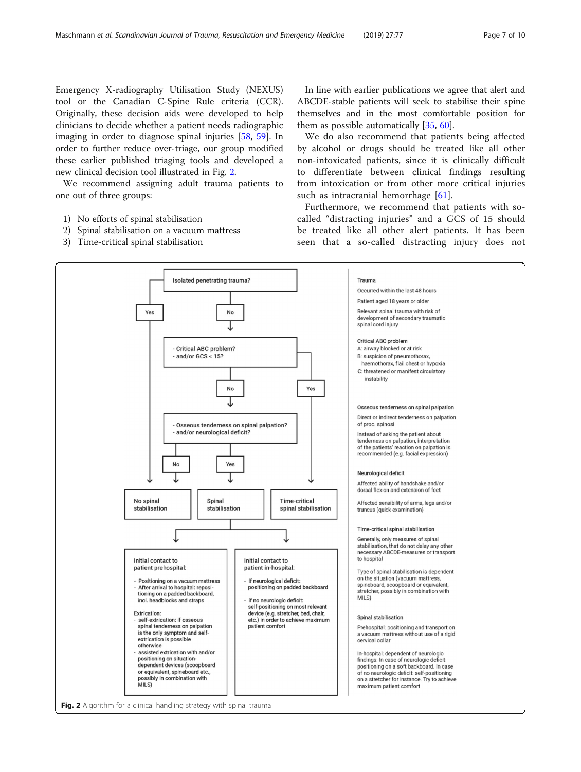Emergency X-radiography Utilisation Study (NEXUS) tool or the Canadian C-Spine Rule criteria (CCR). Originally, these decision aids were developed to help clinicians to decide whether a patient needs radiographic imaging in order to diagnose spinal injuries [58, 59]. In order to further reduce over-triage, our group modified these earlier published triaging tools and developed a new clinical decision tool illustrated in Fig. 2.

We recommend assigning adult trauma patients to one out of three groups:

1) No efforts of spinal stabilisation
2) Spinal stabilisation on a vacuum mattress
3) Time-critical spinal stabilisation

In line with earlier publications we agree that alert and ABCDE-stable patients will seek to stabilise their spine themselves and in the most comfortable position for them as possible automatically [35, 60].

We do also recommend that patients being affected by alcohol or drugs should be treated like all other non-intoxicated patients, since it is clinically difficult to differentiate between clinical findings resulting from intoxication or from other more critical injuries such as intracranial hemorrhage [61].

Furthermore, we recommend that patients with so-called "distracting injuries" and a GCS of 15 should be treated like all other alert patients. It has been seen that a so-called distracting injury does not

Isolated penetrating trauma?
- Yes → No spinal stabilisation
- No → Critical ABC problem? and/or GCS < 15?
  - Yes → Time-critical spinal stabilisation
  - No → Osseous tenderness on spinal palpation? and/or neurological deficit?
    - No → No spinal stabilisation
    - Yes → Spinal stabilisation

Initial contact to patient prehospital:

- Positioning on a vacuum mattress
- After arrival to hospital: repositioning on a padded backboard, incl. headblocks and straps

Extrication:
- self-extrication: if osseous spinal tenderness on palpation is the only symptom and self-extrication is possible otherwise
- assisted extrication with and/or positioning on situation-dependent devices (scoopboard or equivalent, spineboard etc., possibly in combination with MILS)

Initial contact to patient in-hospital:

- if neurological deficit: positioning on padded backboard
- if no neurologic deficit: self-positioning on most relevant device (e.g. stretcher, bed, chair, etc.) in order to achieve maximum patient comfort

**Trauma**

Occurred within the last 48 hours

Patient aged 18 years or older

Relevant spinal trauma with risk of development of secondary traumatic spinal cord injury

**Critical ABC problem**

A: airway blocked or at risk
B: suspicion of pneumothorax, haemothorax, flail chest or hypoxia
C: threatened or manifest circulatory instability

**Osseous tenderness on spinal palpation**

Direct or indirect tenderness on palpation of proc. spinosi

Instead of asking the patient about tenderness on palpation, interpretation of the patients' reaction on palpation is recommended (e.g. facial expression)

**Neurological deficit**

Affected ability of handshake and/or dorsal flexion and extension of feet

Affected sensibility of arms, legs and/or truncus (quick examination)

**Time-critical spinal stabilisation**

Generally, only measures of spinal stabilisation, that do not delay any other necessary ABCDE-measures or transport to hospital

Type of spinal stabilisation is dependent on the situation (vacuum mattress, spineboard, scoopboard or equivalent, stretcher, possibly in combination with MILS)

**Spinal stabilisation**

Prehospital: positioning and transport on a vacuum mattress without use of a rigid cervical collar

In-hospital: dependent of neurologic findings: In case of neurologic deficit: positioning on a soft backboard. In case of no neurologic deficit: self-positioning on a stretcher for instance. Try to achieve maximum patient comfort

**Fig. 2** Algorithm for a clinical handling strategy with spinal trauma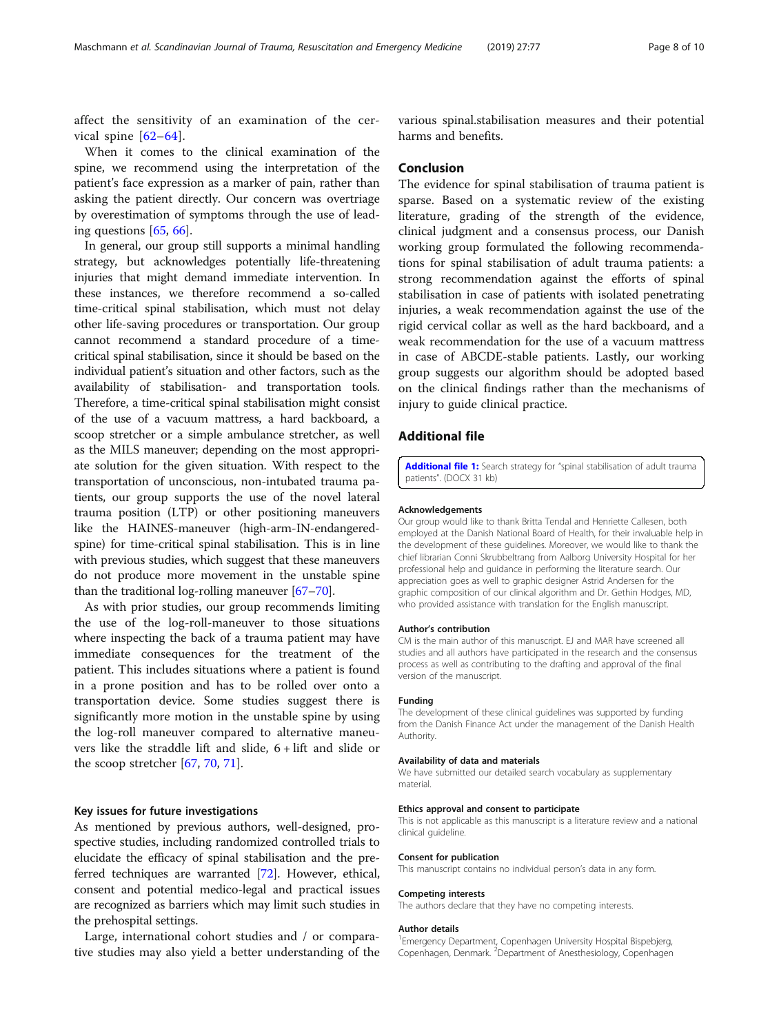affect the sensitivity of an examination of the cervical spine [62–64].

When it comes to the clinical examination of the spine, we recommend using the interpretation of the patient's face expression as a marker of pain, rather than asking the patient directly. Our concern was overtriage by overestimation of symptoms through the use of leading questions [65, 66].

In general, our group still supports a minimal handling strategy, but acknowledges potentially life-threatening injuries that might demand immediate intervention. In these instances, we therefore recommend a so-called time-critical spinal stabilisation, which must not delay other life-saving procedures or transportation. Our group cannot recommend a standard procedure of a time-critical spinal stabilisation, since it should be based on the individual patient's situation and other factors, such as the availability of stabilisation- and transportation tools. Therefore, a time-critical spinal stabilisation might consist of the use of a vacuum mattress, a hard backboard, a scoop stretcher or a simple ambulance stretcher, as well as the MILS maneuver; depending on the most appropriate solution for the given situation. With respect to the transportation of unconscious, non-intubated trauma patients, our group supports the use of the novel lateral trauma position (LTP) or other positioning maneuvers like the HAINES-maneuver (high-arm-IN-endangered-spine) for time-critical spinal stabilisation. This is in line with previous studies, which suggest that these maneuvers do not produce more movement in the unstable spine than the traditional log-rolling maneuver [67–70].

As with prior studies, our group recommends limiting the use of the log-roll-maneuver to those situations where inspecting the back of a trauma patient may have immediate consequences for the treatment of the patient. This includes situations where a patient is found in a prone position and has to be rolled over onto a transportation device. Some studies suggest there is significantly more motion in the unstable spine by using the log-roll maneuver compared to alternative maneuvers like the straddle lift and slide, 6 + lift and slide or the scoop stretcher [67, 70, 71].

### Key issues for future investigations

As mentioned by previous authors, well-designed, prospective studies, including randomized controlled trials to elucidate the efficacy of spinal stabilisation and the preferred techniques are warranted [72]. However, ethical, consent and potential medico-legal and practical issues are recognized as barriers which may limit such studies in the prehospital settings.

Large, international cohort studies and / or comparative studies may also yield a better understanding of the various spinal.stabilisation measures and their potential harms and benefits.

## Conclusion

The evidence for spinal stabilisation of trauma patient is sparse. Based on a systematic review of the existing literature, grading of the strength of the evidence, clinical judgment and a consensus process, our Danish working group formulated the following recommendations for spinal stabilisation of adult trauma patients: a strong recommendation against the efforts of spinal stabilisation in case of patients with isolated penetrating injuries, a weak recommendation against the use of the rigid cervical collar as well as the hard backboard, and a weak recommendation for the use of a vacuum mattress in case of ABCDE-stable patients. Lastly, our working group suggests our algorithm should be adopted based on the clinical findings rather than the mechanisms of injury to guide clinical practice.

## Additional file

**Additional file 1:** Search strategy for "spinal stabilisation of adult trauma patients". (DOCX 31 kb)

#### Acknowledgements

Our group would like to thank Britta Tendal and Henriette Callesen, both employed at the Danish National Board of Health, for their invaluable help in the development of these guidelines. Moreover, we would like to thank the chief librarian Conni Skrubbeltrang from Aalborg University Hospital for her professional help and guidance in performing the literature search. Our appreciation goes as well to graphic designer Astrid Andersen for the graphic composition of our clinical algorithm and Dr. Gethin Hodges, MD, who provided assistance with translation for the English manuscript.

#### Author's contribution

CM is the main author of this manuscript. EJ and MAR have screened all studies and all authors have participated in the research and the consensus process as well as contributing to the drafting and approval of the final version of the manuscript.

#### Funding

The development of these clinical guidelines was supported by funding from the Danish Finance Act under the management of the Danish Health Authority.

#### Availability of data and materials

We have submitted our detailed search vocabulary as supplementary material.

#### Ethics approval and consent to participate

This is not applicable as this manuscript is a literature review and a national clinical guideline.

#### Consent for publication

This manuscript contains no individual person's data in any form.

#### Competing interests

The authors declare that they have no competing interests.

#### Author details

[1]Emergency Department, Copenhagen University Hospital Bispebjerg, Copenhagen, Denmark. [2]Department of Anesthesiology, Copenhagen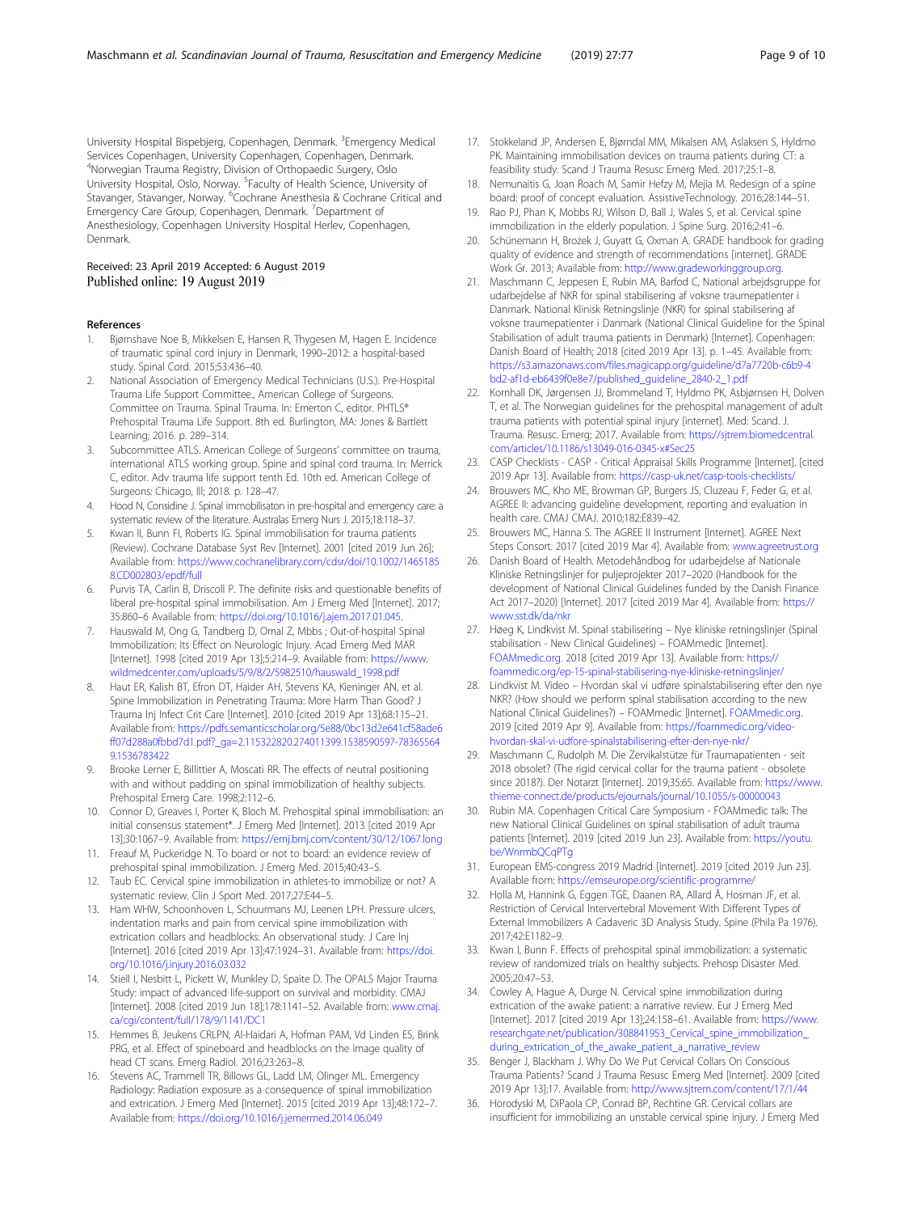University Hospital Bispebjerg, Copenhagen, Denmark. [3]Emergency Medical Services Copenhagen, University Copenhagen, Copenhagen, Denmark. [4]Norwegian Trauma Registry, Division of Orthopaedic Surgery, Oslo University Hospital, Oslo, Norway. [5]Faculty of Health Science, University of Stavanger, Stavanger, Norway. [6]Cochrane Anesthesia & Cochrane Critical and Emergency Care Group, Copenhagen, Denmark. [7]Department of Anesthesiology, Copenhagen University Hospital Herlev, Copenhagen, Denmark.

Received: 23 April 2019 Accepted: 6 August 2019
Published online: 19 August 2019

## References

1. Bjørnshave Noe B, Mikkelsen E, Hansen R, Thygesen M, Hagen E. Incidence of traumatic spinal cord injury in Denmark, 1990–2012: a hospital-based study. Spinal Cord. 2015;53:436–40.
2. National Association of Emergency Medical Technicians (U.S.). Pre-Hospital Trauma Life Support Committee., American College of Surgeons. Committee on Trauma. Spinal Trauma. In: Emerton C, editor. PHTLS® Prehospital Trauma Life Support. 8th ed. Burlington, MA: Jones & Bartlett Learning; 2016. p. 289–314.
3. Subcommittee ATLS. American College of Surgeons' committee on trauma, international ATLS working group. Spine and spinal cord trauma. In: Merrick C, editor. Adv trauma life support tenth Ed. 10th ed. American College of Surgeons: Chicago, Ill; 2018. p. 128–47.
4. Hood N, Considine J. Spinal immobilisaton in pre-hospital and emergency care: a systematic review of the literature. Australas Emerg Nurs J. 2015;18:118–37.
5. Kwan II, Bunn FI, Roberts IG. Spinal immobilisation for trauma patients (Review). Cochrane Database Syst Rev [Internet]. 2001 [cited 2019 Jun 26]; Available from: https://www.cochranelibrary.com/cdsr/doi/10.1002/14651858.CD002803/epdf/full
6. Purvis TA, Carlin B, Driscoll P. The definite risks and questionable benefits of liberal pre-hospital spinal immobilisation. Am J Emerg Med [Internet]. 2017; 35:860–6 Available from: https://doi.org/10.1016/j.ajem.2017.01.045.
7. Hauswald M, Ong G, Tandberg D, Omal Z, Mbbs ; Out-of-hospital Spinal Immobilization: Its Effect on Neurologic Injury. Acad Emerg Med MAR [Internet]. 1998 [cited 2019 Apr 13];5:214–9. Available from: https://www.wildmedcenter.com/uploads/5/9/8/2/5982510/hauswald_1998.pdf
8. Haut ER, Kalish BT, Efron DT, Haider AH, Stevens KA, Kieninger AN, et al. Spine Immobilization in Penetrating Trauma: More Harm Than Good? J Trauma Inj Infect Crit Care [Internet]. 2010 [cited 2019 Apr 13];68:115–21. Available from: https://pdfs.semanticscholar.org/5e88/0bc13d2e641cf58ade6ff07d288a0fbbd7d1.pdf?_ga=2.115322820.274011399.1538590597-783655649.1536783422
9. Brooke Lerner E, Billittier A, Moscati RR. The effects of neutral positioning with and without padding on spinal immobilization of healthy subjects. Prehospital Emerg Care. 1998;2:112–6.
10. Connor D, Greaves I, Porter K, Bloch M. Prehospital spinal immobilisation: an initial consensus statement*. J Emerg Med [Internet]. 2013 [cited 2019 Apr 13];30:1067–9. Available from: https://emj.bmj.com/content/30/12/1067.long
11. Freauf M, Puckeridge N. To board or not to board: an evidence review of prehospital spinal immobilization. J Emerg Med. 2015;40:43–5.
12. Taub EC. Cervical spine immobilization in athletes-to immobilize or not? A systematic review. Clin J Sport Med. 2017;27:E44–5.
13. Ham WHW, Schoonhoven L, Schuurmans MJ, Leenen LPH. Pressure ulcers, indentation marks and pain from cervical spine immobilization with extrication collars and headblocks: An observational study. J Care Inj [Internet]. 2016 [cited 2019 Apr 13];47:1924–31. Available from: https://doi.org/10.1016/j.injury.2016.03.032
14. Stiell I, Nesbitt L, Pickett W, Munkley D, Spaite D. The OPALS Major Trauma Study: impact of advanced life-support on survival and morbidity. CMAJ [Internet]. 2008 [cited 2019 Jun 18];178:1141–52. Available from: www.cmaj.ca/cgi/content/full/178/9/1141/DC1
15. Hemmes B, Jeukens CRLPN, Al-Haidari A, Hofman PAM, Vd Linden ES, Brink PRG, et al. Effect of spineboard and headblocks on the image quality of head CT scans. Emerg Radiol. 2016;23:263–8.
16. Stevens AC, Trammell TR, Billows GL, Ladd LM, Olinger ML. Emergency Radiology: Radiation exposure as a consequence of spinal immobilization and extrication. J Emerg Med [Internet]. 2015 [cited 2019 Apr 13];48:172–7. Available from: https://doi.org/10.1016/j.jemermed.2014.06.049
17. Stokkeland JP, Andersen E, Bjørndal MM, Mikalsen AM, Aslaksen S, Hyldmo PK. Maintaining immobilisation devices on trauma patients during CT: a feasibility study. Scand J Trauma Resusc Emerg Med. 2017;25:1–8.
18. Nemunaitis G, Joan Roach M, Samir Hefzy M, Mejia M. Redesign of a spine board: proof of concept evaluation. AssistiveTechnology. 2016;28:144–51.
19. Rao PJ, Phan K, Mobbs RJ, Wilson D, Ball J, Wales S, et al. Cervical spine immobilization in the elderly population. J Spine Surg. 2016;2:41–6.
20. Schünemann H, Brożek J, Guyatt G, Oxman A. GRADE handbook for grading quality of evidence and strength of recommendations [internet]. GRADE Work Gr. 2013; Available from: http://www.gradeworkinggroup.org.
21. Maschmann C, Jeppesen E, Rubin MA, Barfod C, National arbejdsgruppe for udarbejdelse af NKR for spinal stabilisering af voksne traumepatienter i Danmark. National Klinisk Retningslinje (NKR) for spinal stabilisering af voksne traumepatienter i Danmark (National Clinical Guideline for the Spinal Stabilisation of adult trauma patients in Denmark) [Internet]. Copenhagen: Danish Board of Health; 2018 [cited 2019 Apr 13]. p. 1–45. Available from: https://s3.amazonaws.com/files.magicapp.org/guideline/d7a7720b-c6b9-4bd2-af1d-eb6439f0e8e7/published_guideline_2840-2_1.pdf
22. Kornhall DK, Jørgensen JJ, Brommeland T, Hyldmo PK, Asbjørnsen H, Dolven T, et al. The Norwegian guidelines for the prehospital management of adult trauma patients with potential spinal injury [internet]. Med: Scand. J. Trauma. Resusc. Emerg; 2017. Available from: https://sjtrem.biomedcentral.com/articles/10.1186/s13049-016-0345-x#Sec25
23. CASP Checklists - CASP - Critical Appraisal Skills Programme [Internet]. [cited 2019 Apr 13]. Available from: https://casp-uk.net/casp-tools-checklists/
24. Brouwers MC, Kho ME, Browman GP, Burgers JS, Cluzeau F, Feder G, et al. AGREE II: advancing guideline development, reporting and evaluation in health care. CMAJ CMAJ. 2010;182:E839–42.
25. Brouwers MC, Hanna S. The AGREE II Instrument [Internet]. AGREE Next Steps Consort. 2017 [cited 2019 Mar 4]. Available from: www.agreetrust.org
26. Danish Board of Health. Metodehåndbog for udarbejdelse af Nationale Kliniske Retningslinjer for puljeprojekter 2017–2020 (Handbook for the development of National Clinical Guidelines funded by the Danish Finance Act 2017–2020) [Internet]. 2017 [cited 2019 Mar 4]. Available from: https://www.sst.dk/da/nkr
27. Høeg K, Lindkvist M. Spinal stabilisering – Nye kliniske retningslinjer (Spinal stabilisation - New Clinical Guidelines) – FOAMmedic [Internet]. FOAMmedic.org. 2018 [cited 2019 Apr 13]. Available from: https://foammedic.org/ep-15-spinal-stabilisering-nye-kliniske-retningslinjer/
28. Lindkvist M. Video – Hvordan skal vi udføre spinalstabilisering efter den nye NKR? (How should we perform spinal stabilisation according to the new National Clinical Guidelines?) – FOAMmedic [Internet]. FOAMmedic.org. 2019 [cited 2019 Apr 9]. Available from: https://foammedic.org/video-hvordan-skal-vi-udfore-spinalstabilisering-efter-den-nye-nkr/
29. Maschmann C, Rudolph M. Die Zervikalstütze für Traumapatienten - seit 2018 obsolet? (The rigid cervical collar for the trauma patient - obsolete since 2018?). Der Notarzt [Internet]. 2019;35:65. Available from: https://www.thieme-connect.de/products/ejournals/journal/10.1055/s-00000043
30. Rubin MA. Copenhagen Critical Care Symposium - FOAMmedic talk: The new National Clinical Guidelines on spinal stabilisation of adult trauma patients [Internet]. 2019 [cited 2019 Jun 23]. Available from: https://youtu.be/WnrmbQCqPTg
31. European EMS-congress 2019 Madrid [Internet]. 2019 [cited 2019 Jun 23]. Available from: https://emseurope.org/scientific-programme/
32. Holla M, Hannink G, Eggen TGE, Daanen RA, Allard Å, Hosman JF, et al. Restriction of Cervical Intervertebral Movement With Different Types of External Immobilizers A Cadaveric 3D Analysis Study. Spine (Phila Pa 1976). 2017;42:E1182–9.
33. Kwan I, Bunn F. Effects of prehospital spinal immobilization: a systematic review of randomized trials on healthy subjects. Prehosp Disaster Med. 2005;20:47–53.
34. Cowley A, Hague A, Durge N. Cervical spine immobilization during extrication of the awake patient: a narrative review. Eur J Emerg Med [Internet]. 2017 [cited 2019 Apr 13];24:158–61. Available from: https://www.researchgate.net/publication/308841953_Cervical_spine_immobilization_during_extrication_of_the_awake_patient_a_narrative_review
35. Benger J, Blackham J. Why Do We Put Cervical Collars On Conscious Trauma Patients? Scand J Trauma Resusc Emerg Med [Internet]. 2009 [cited 2019 Apr 13];17. Available from: http://www.sjtrem.com/content/17/1/44
36. Horodyski M, DiPaola CP, Conrad BP, Rechtine GR. Cervical collars are insufficient for immobilizing an unstable cervical spine injury. J Emerg Med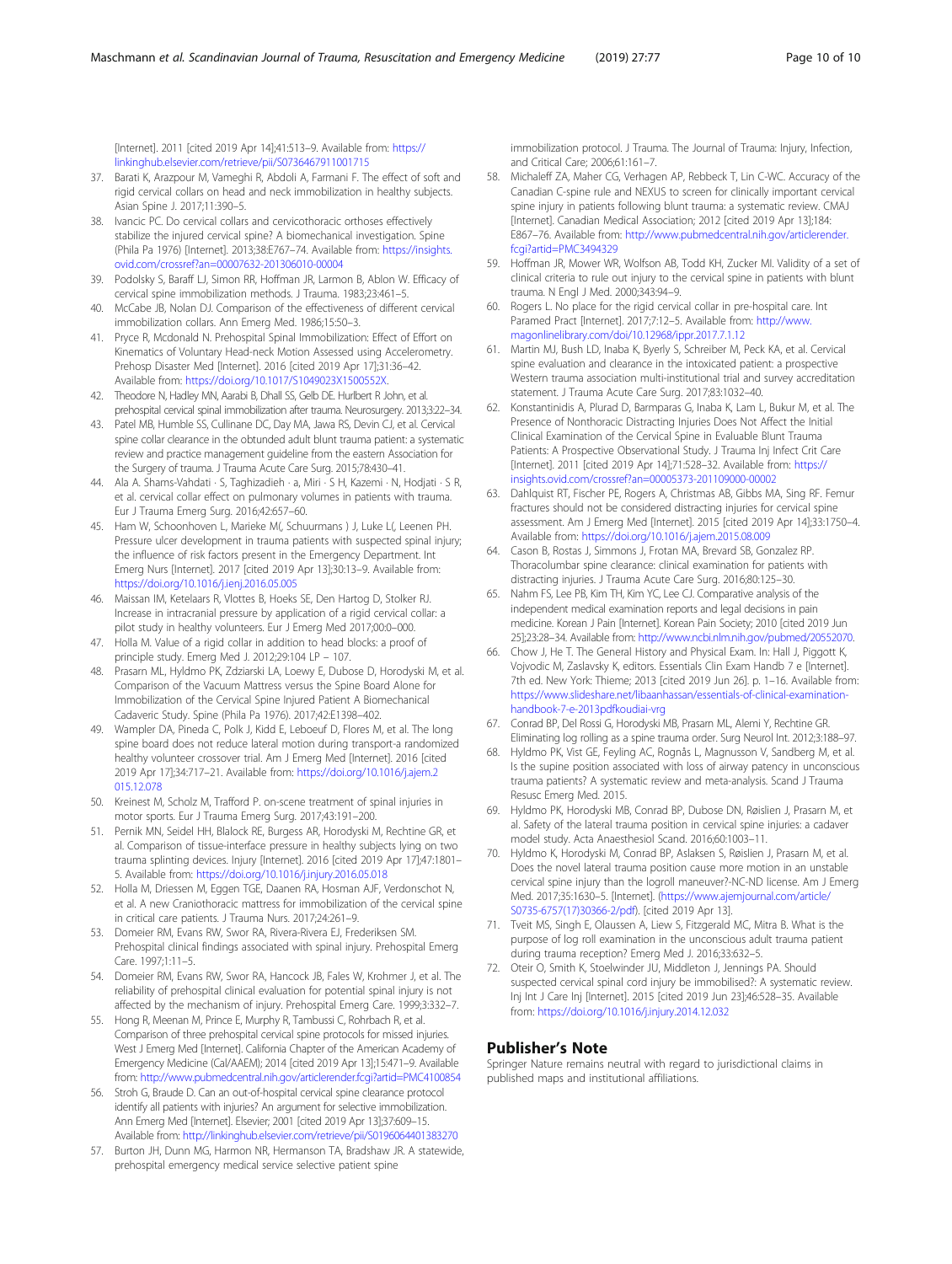[Internet]. 2011 [cited 2019 Apr 14];41:513–9. Available from: https://linkinghub.elsevier.com/retrieve/pii/S0736467911001715

37. Barati K, Arazpour M, Vameghi R, Abdoli A, Farmani F. The effect of soft and rigid cervical collars on head and neck immobilization in healthy subjects. Asian Spine J. 2017;11:390–5.
38. Ivancic PC. Do cervical collars and cervicothoracic orthoses effectively stabilize the injured cervical spine? A biomechanical investigation. Spine (Phila Pa 1976) [Internet]. 2013;38:E767–74. Available from: https://insights.ovid.com/crossref?an=00007632-201306010-00004
39. Podolsky S, Baraff LJ, Simon RR, Hoffman JR, Larmon B, Ablon W. Efficacy of cervical spine immobilization methods. J Trauma. 1983;23:461–5.
40. McCabe JB, Nolan DJ. Comparison of the effectiveness of different cervical immobilization collars. Ann Emerg Med. 1986;15:50–3.
41. Pryce R, Mcdonald N. Prehospital Spinal Immobilization: Effect of Effort on Kinematics of Voluntary Head-neck Motion Assessed using Accelerometry. Prehosp Disaster Med [Internet]. 2016 [cited 2019 Apr 17];31:36–42. Available from: https://doi.org/10.1017/S1049023X1500552X.
42. Theodore N, Hadley MN, Aarabi B, Dhall SS, Gelb DE. Hurlbert R John, et al. prehospital cervical spinal immobilization after trauma. Neurosurgery. 2013;3:22–34.
43. Patel MB, Humble SS, Cullinane DC, Day MA, Jawa RS, Devin CJ, et al. Cervical spine collar clearance in the obtunded adult blunt trauma patient: a systematic review and practice management guideline from the eastern Association for the Surgery of trauma. J Trauma Acute Care Surg. 2015;78:430–41.
44. Ala A. Shams-Vahdati · S, Taghizadieh · a, Miri · S H, Kazemi · N, Hodjati · S R, et al. cervical collar effect on pulmonary volumes in patients with trauma. Eur J Trauma Emerg Surg. 2016;42:657–60.
45. Ham W, Schoonhoven L, Marieke M(, Schuurmans ) J, Luke L(, Leenen PH. Pressure ulcer development in trauma patients with suspected spinal injury; the influence of risk factors present in the Emergency Department. Int Emerg Nurs [Internet]. 2017 [cited 2019 Apr 13];30:13–9. Available from: https://doi.org/10.1016/j.ienj.2016.05.005
46. Maissan IM, Ketelaars R, Vlottes B, Hoeks SE, Den Hartog D, Stolker RJ. Increase in intracranial pressure by application of a rigid cervical collar: a pilot study in healthy volunteers. Eur J Emerg Med 2017;00:0–000.
47. Holla M. Value of a rigid collar in addition to head blocks: a proof of principle study. Emerg Med J. 2012;29:104 LP – 107.
48. Prasarn ML, Hyldmo PK, Zdziarski LA, Loewy E, Dubose D, Horodyski M, et al. Comparison of the Vacuum Mattress versus the Spine Board Alone for Immobilization of the Cervical Spine Injured Patient A Biomechanical Cadaveric Study. Spine (Phila Pa 1976). 2017;42:E1398–402.
49. Wampler DA, Pineda C, Polk J, Kidd E, Leboeuf D, Flores M, et al. The long spine board does not reduce lateral motion during transport-a randomized healthy volunteer crossover trial. Am J Emerg Med [Internet]. 2016 [cited 2019 Apr 17];34:717–21. Available from: https://doi.org/10.1016/j.ajem.2015.12.078
50. Kreinest M, Scholz M, Trafford P. on-scene treatment of spinal injuries in motor sports. Eur J Trauma Emerg Surg. 2017;43:191–200.
51. Pernik MN, Seidel HH, Blalock RE, Burgess AR, Horodyski M, Rechtine GR, et al. Comparison of tissue-interface pressure in healthy subjects lying on two trauma splinting devices. Injury [Internet]. 2016 [cited 2019 Apr 17];47:1801–5. Available from: https://doi.org/10.1016/j.injury.2016.05.018
52. Holla M, Driessen M, Eggen TGE, Daanen RA, Hosman AJF, Verdonschot N, et al. A new Craniothoracic mattress for immobilization of the cervical spine in critical care patients. J Trauma Nurs. 2017;24:261–9.
53. Domeier RM, Evans RW, Swor RA, Rivera-Rivera EJ, Frederiksen SM. Prehospital clinical findings associated with spinal injury. Prehospital Emerg Care. 1997;1:11–5.
54. Domeier RM, Evans RW, Swor RA, Hancock JB, Fales W, Krohmer J, et al. The reliability of prehospital clinical evaluation for potential spinal injury is not affected by the mechanism of injury. Prehospital Emerg Care. 1999;3:332–7.
55. Hong R, Meenan M, Prince E, Murphy R, Tambussi C, Rohrbach R, et al. Comparison of three prehospital cervical spine protocols for missed injuries. West J Emerg Med [Internet]. California Chapter of the American Academy of Emergency Medicine (Cal/AAEM); 2014 [cited 2019 Apr 13];15:471–9. Available from: http://www.pubmedcentral.nih.gov/articlerender.fcgi?artid=PMC4100854
56. Stroh G, Braude D. Can an out-of-hospital cervical spine clearance protocol identify all patients with injuries? An argument for selective immobilization. Ann Emerg Med [Internet]. Elsevier; 2001 [cited 2019 Apr 13];37:609–15. Available from: http://linkinghub.elsevier.com/retrieve/pii/S0196064401383270
57. Burton JH, Dunn MG, Harmon NR, Hermanson TA, Bradshaw JR. A statewide, prehospital emergency medical service selective patient spine immobilization protocol. J Trauma. The Journal of Trauma: Injury, Infection, and Critical Care; 2006;61:161–7.
58. Michaleff ZA, Maher CG, Verhagen AP, Rebbeck T, Lin C-WC. Accuracy of the Canadian C-spine rule and NEXUS to screen for clinically important cervical spine injury in patients following blunt trauma: a systematic review. CMAJ [Internet]. Canadian Medical Association; 2012 [cited 2019 Apr 13];184: E867–76. Available from: http://www.pubmedcentral.nih.gov/articlerender.fcgi?artid=PMC3494329
59. Hoffman JR, Mower WR, Wolfson AB, Todd KH, Zucker MI. Validity of a set of clinical criteria to rule out injury to the cervical spine in patients with blunt trauma. N Engl J Med. 2000;343:94–9.
60. Rogers L. No place for the rigid cervical collar in pre-hospital care. Int Paramed Pract [Internet]. 2017;7:12–5. Available from: http://www.magonlinelibrary.com/doi/10.12968/ippr.2017.7.1.12
61. Martin MJ, Bush LD, Inaba K, Byerly S, Schreiber M, Peck KA, et al. Cervical spine evaluation and clearance in the intoxicated patient: a prospective Western trauma association multi-institutional trial and survey accreditation statement. J Trauma Acute Care Surg. 2017;83:1032–40.
62. Konstantinidis A, Plurad D, Barmparas G, Inaba K, Lam L, Bukur M, et al. The Presence of Nonthoracic Distracting Injuries Does Not Affect the Initial Clinical Examination of the Cervical Spine in Evaluable Blunt Trauma Patients: A Prospective Observational Study. J Trauma Inj Infect Crit Care [Internet]. 2011 [cited 2019 Apr 14];71:528–32. Available from: https://insights.ovid.com/crossref?an=00005373-201109000-00002
63. Dahlquist RT, Fischer PE, Rogers A, Christmas AB, Gibbs MA, Sing RF. Femur fractures should not be considered distracting injuries for cervical spine assessment. Am J Emerg Med [Internet]. 2015 [cited 2019 Apr 14];33:1750–4. Available from: https://doi.org/10.1016/j.ajem.2015.08.009
64. Cason B, Rostas J, Simmons J, Frotan MA, Brevard SB, Gonzalez RP. Thoracolumbar spine clearance: clinical examination for patients with distracting injuries. J Trauma Acute Care Surg. 2016;80:125–30.
65. Nahm FS, Lee PB, Kim TH, Kim YC, Lee CJ. Comparative analysis of the independent medical examination reports and legal decisions in pain medicine. Korean J Pain [Internet]. Korean Pain Society; 2010 [cited 2019 Jun 25];23:28–34. Available from: http://www.ncbi.nlm.nih.gov/pubmed/20552070.
66. Chow J, He T. The General History and Physical Exam. In: Hall J, Piggott K, Vojvodic M, Zaslavsky K, editors. Essentials Clin Exam Handb 7 e [Internet]. 7th ed. New York: Thieme; 2013 [cited 2019 Jun 26]. p. 1–16. Available from: https://www.slideshare.net/libaanhassan/essentials-of-clinical-examination-handbook-7-e-2013pdfkoudiai-vrg
67. Conrad BP, Del Rossi G, Horodyski MB, Prasarn ML, Alemi Y, Rechtine GR. Eliminating log rolling as a spine trauma order. Surg Neurol Int. 2012;3:188–97.
68. Hyldmo PK, Vist GE, Feyling AC, Rognås L, Magnusson V, Sandberg M, et al. Is the supine position associated with loss of airway patency in unconscious trauma patients? A systematic review and meta-analysis. Scand J Trauma Resusc Emerg Med. 2015.
69. Hyldmo PK, Horodyski MB, Conrad BP, Dubose DN, Røislien J, Prasarn M, et al. Safety of the lateral trauma position in cervical spine injuries: a cadaver model study. Acta Anaesthesiol Scand. 2016;60:1003–11.
70. Hyldmo K, Horodyski M, Conrad BP, Aslaksen S, Røislien J, Prasarn M, et al. Does the novel lateral trauma position cause more motion in an unstable cervical spine injury than the logroll maneuver?-NC-ND license. Am J Emerg Med. 2017;35:1630–5. [Internet]. (https://www.ajemjournal.com/article/S0735-6757(17)30366-2/pdf). [cited 2019 Apr 13].
71. Tveit MS, Singh E, Olaussen A, Liew S, Fitzgerald MC, Mitra B. What is the purpose of log roll examination in the unconscious adult trauma patient during trauma reception? Emerg Med J. 2016;33:632–5.
72. Oteir O, Smith K, Stoelwinder JU, Middleton J, Jennings PA. Should suspected cervical spinal cord injury be immobilised?: A systematic review. Inj Int J Care Inj [Internet]. 2015 [cited 2019 Jun 23];46:528–35. Available from: https://doi.org/10.1016/j.injury.2014.12.032

## Publisher's Note

Springer Nature remains neutral with regard to jurisdictional claims in published maps and institutional affiliations.